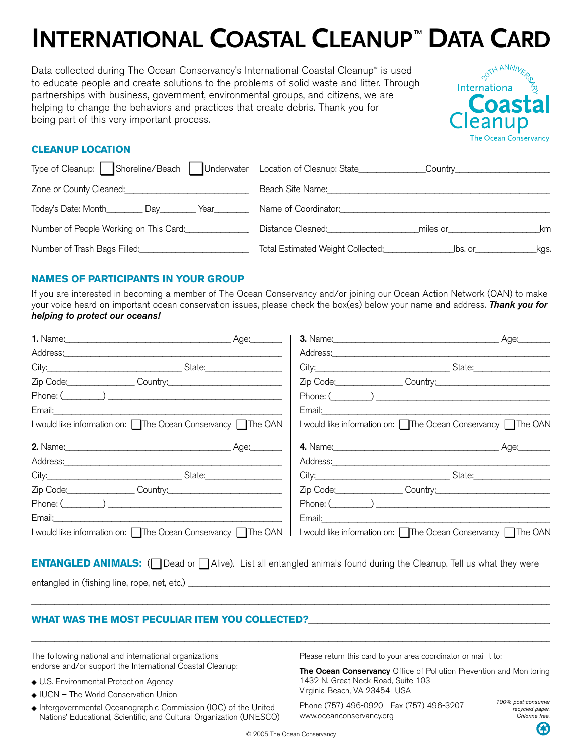# INTERNATIONAL COASTAL CLEANUP™ DATA CARD

Data collected during The Ocean Conservancy's International Coastal Cleanup™ is used to educate people and create solutions to the problems of solid waste and litter. Through partnerships with business, government, environmental groups, and citizens, we are helping to change the behaviors and practices that create debris. Thank you for being part of this very important process.

20TH ANNIVERSARY International Coastal Cleanup The Ocean Conservancy

## CLEANUP LOCATION

Type of Cleanup: ☐ Shoreline/Beach ☐ Underwater

Zone or County Cleaned:____________________

Today's Date: Month________ Day________ Year________

Number of People Working on This Card:____________

Number of Trash Bags Filled:____________________

Location of Cleanup: State______________ Country____________________

Beach Site Name:____________________________________________

Name of Coordinator:________________________________________

Distance Cleaned:__________________ miles or__________________ km

Total Estimated Weight Collected:______________ lbs. or____________ kgs.

## NAMES OF PARTICIPANTS IN YOUR GROUP

If you are interested in becoming a member of The Ocean Conservancy and/or joining our Ocean Action Network (OAN) to make your voice heard on important ocean conservation issues, please check the box(es) below your name and address. ***Thank you for helping to protect our oceans!***

**1.** Name:________________________________ Age:______
Address:________________________________________
City:____________________________ State:______________
Zip Code:______________ Country:______________________
Phone: (________) ______________________________________
Email:__________________________________________
I would like information on: ☐ The Ocean Conservancy ☐ The OAN

**2.** Name:________________________________ Age:______
Address:________________________________________
City:____________________________ State:______________
Zip Code:______________ Country:______________________
Phone: (________) ______________________________________
Email:__________________________________________
I would like information on: ☐ The Ocean Conservancy ☐ The OAN

**3.** Name:________________________________ Age:______
Address:________________________________________
City:____________________________ State:______________
Zip Code:______________ Country:______________________
Phone: (________) ______________________________________
Email:__________________________________________
I would like information on: ☐ The Ocean Conservancy ☐ The OAN

**4.** Name:________________________________ Age:______
Address:________________________________________
City:____________________________ State:______________
Zip Code:______________ Country:______________________
Phone: (________) ______________________________________
Email:__________________________________________
I would like information on: ☐ The Ocean Conservancy ☐ The OAN

**ENTANGLED ANIMALS:** (☐ Dead or ☐ Alive). List all entangled animals found during the Cleanup. Tell us what they were entangled in (fishing line, rope, net, etc.) ____________________________________________

____________________________________________________________________

**WHAT WAS THE MOST PECULIAR ITEM YOU COLLECTED?**____________________________

____________________________________________________________________

The following national and international organizations endorse and/or support the International Coastal Cleanup:

- U.S. Environmental Protection Agency
- IUCN – The World Conservation Union
- Intergovernmental Oceanographic Commission (IOC) of the United Nations' Educational, Scientific, and Cultural Organization (UNESCO)

Please return this card to your area coordinator or mail it to:

**The Ocean Conservancy** Office of Pollution Prevention and Monitoring
1432 N. Great Neck Road, Suite 103
Virginia Beach, VA 23454 USA

Phone (757) 496-0920 Fax (757) 496-3207
www.oceanconservancy.org

*100% post-consumer recycled paper. Chlorine free.*

© 2005 The Ocean Conservancy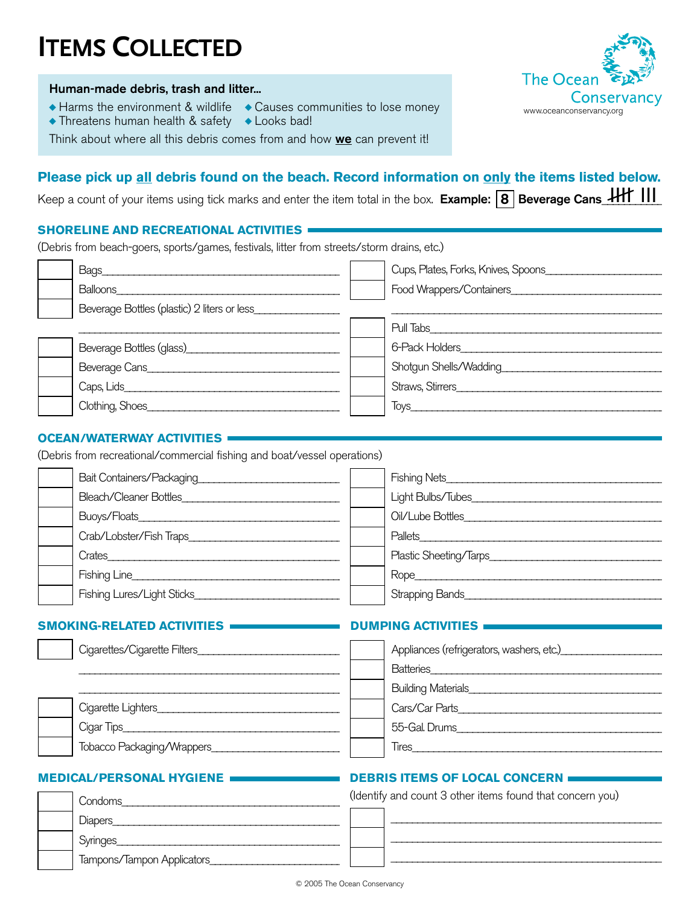# ITEMS COLLECTED

**Human-made debris, trash and litter...**

- Harms the environment & wildlife
- Causes communities to lose money
- Threatens human health & safety
- Looks bad!

Think about where all this debris comes from and how **we** can prevent it!

The Ocean Conservancy
www.oceanconservancy.org

**Please pick up all debris found on the beach. Record information on only the items listed below.**

Keep a count of your items using tick marks and enter the item total in the box. **Example:** **8** **Beverage Cans** ~~||||~~ |||

## SHORELINE AND RECREATIONAL ACTIVITIES

(Debris from beach-goers, sports/games, festivals, litter from streets/storm drains, etc.)

| Count | Item | Count | Item |
|---|---|---|---|
| | Bags | | Cups, Plates, Forks, Knives, Spoons |
| | Balloons | | Food Wrappers/Containers |
| | Beverage Bottles (plastic) 2 liters or less | | Pull Tabs |
| | Beverage Bottles (glass) | | 6-Pack Holders |
| | Beverage Cans | | Shotgun Shells/Wadding |
| | Caps, Lids | | Straws, Stirrers |
| | Clothing, Shoes | | Toys |

## OCEAN/WATERWAY ACTIVITIES

(Debris from recreational/commercial fishing and boat/vessel operations)

| Count | Item | Count | Item |
|---|---|---|---|
| | Bait Containers/Packaging | | Fishing Nets |
| | Bleach/Cleaner Bottles | | Light Bulbs/Tubes |
| | Buoys/Floats | | Oil/Lube Bottles |
| | Crab/Lobster/Fish Traps | | Pallets |
| | Crates | | Plastic Sheeting/Tarps |
| | Fishing Line | | Rope |
| | Fishing Lures/Light Sticks | | Strapping Bands |

## SMOKING-RELATED ACTIVITIES

| Count | Item |
|---|---|
| | Cigarettes/Cigarette Filters |
| | Cigarette Lighters |
| | Cigar Tips |
| | Tobacco Packaging/Wrappers |

## DUMPING ACTIVITIES

| Count | Item |
|---|---|
| | Appliances (refrigerators, washers, etc.) |
| | Batteries |
| | Building Materials |
| | Cars/Car Parts |
| | 55-Gal. Drums |
| | Tires |

## MEDICAL/PERSONAL HYGIENE

| Count | Item |
|---|---|
| | Condoms |
| | Diapers |
| | Syringes |
| | Tampons/Tampon Applicators |

## DEBRIS ITEMS OF LOCAL CONCERN

(Identify and count 3 other items found that concern you)

| Count | Item |
|---|---|
| | |
| | |
| | |

© 2005 The Ocean Conservancy